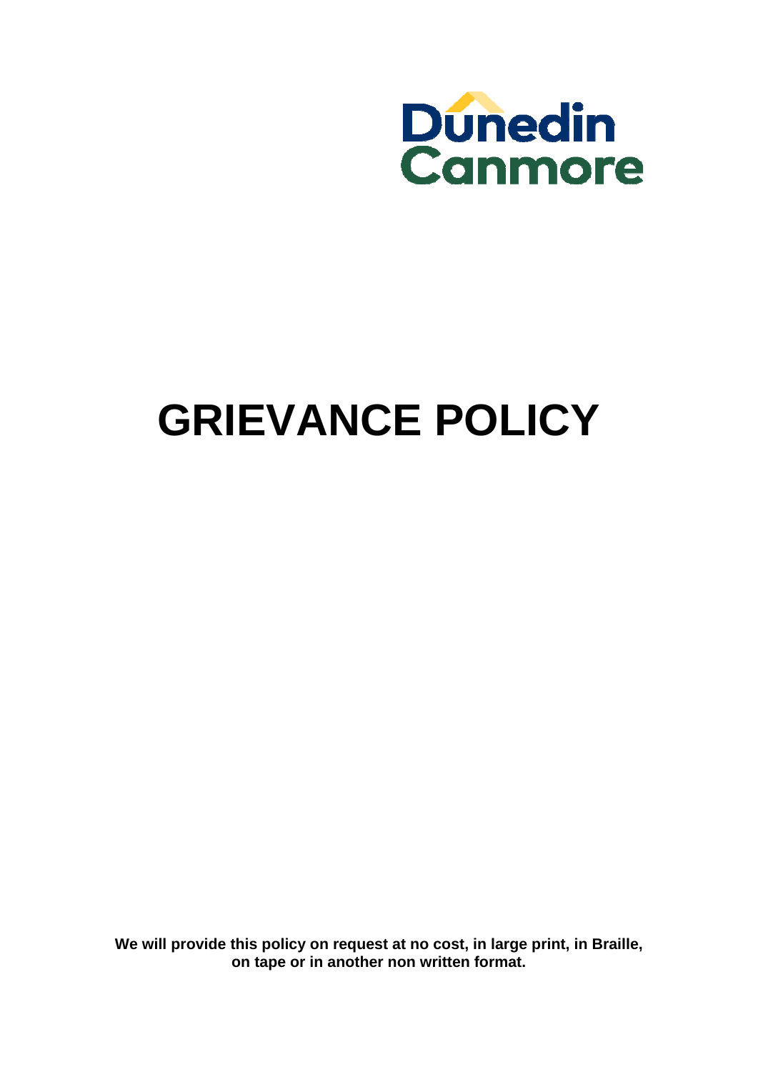Dunedin Canmore

# GRIEVANCE POLICY

**We will provide this policy on request at no cost, in large print, in Braille, on tape or in another non written format.**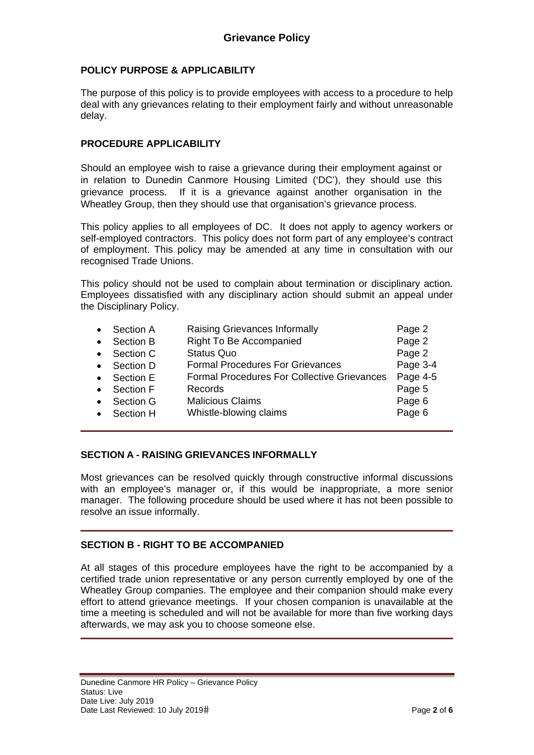## Grievance Policy

### POLICY PURPOSE & APPLICABILITY

The purpose of this policy is to provide employees with access to a procedure to help deal with any grievances relating to their employment fairly and without unreasonable delay.

### PROCEDURE APPLICABILITY

Should an employee wish to raise a grievance during their employment against or in relation to Dunedin Canmore Housing Limited ('DC'), they should use this grievance process. If it is a grievance against another organisation in the Wheatley Group, then they should use that organisation's grievance process.

This policy applies to all employees of DC. It does not apply to agency workers or self-employed contractors. This policy does not form part of any employee's contract of employment. This policy may be amended at any time in consultation with our recognised Trade Unions.

This policy should not be used to complain about termination or disciplinary action. Employees dissatisfied with any disciplinary action should submit an appeal under the Disciplinary Policy.

- Section A — Raising Grievances Informally — Page 2
- Section B — Right To Be Accompanied — Page 2
- Section C — Status Quo — Page 2
- Section D — Formal Procedures For Grievances — Page 3-4
- Section E — Formal Procedures For Collective Grievances — Page 4-5
- Section F — Records — Page 5
- Section G — Malicious Claims — Page 6
- Section H — Whistle-blowing claims — Page 6

### SECTION A - RAISING GRIEVANCES INFORMALLY

Most grievances can be resolved quickly through constructive informal discussions with an employee's manager or, if this would be inappropriate, a more senior manager. The following procedure should be used where it has not been possible to resolve an issue informally.

### SECTION B - RIGHT TO BE ACCOMPANIED

At all stages of this procedure employees have the right to be accompanied by a certified trade union representative or any person currently employed by one of the Wheatley Group companies. The employee and their companion should make every effort to attend grievance meetings. If your chosen companion is unavailable at the time a meeting is scheduled and will not be available for more than five working days afterwards, we may ask you to choose someone else.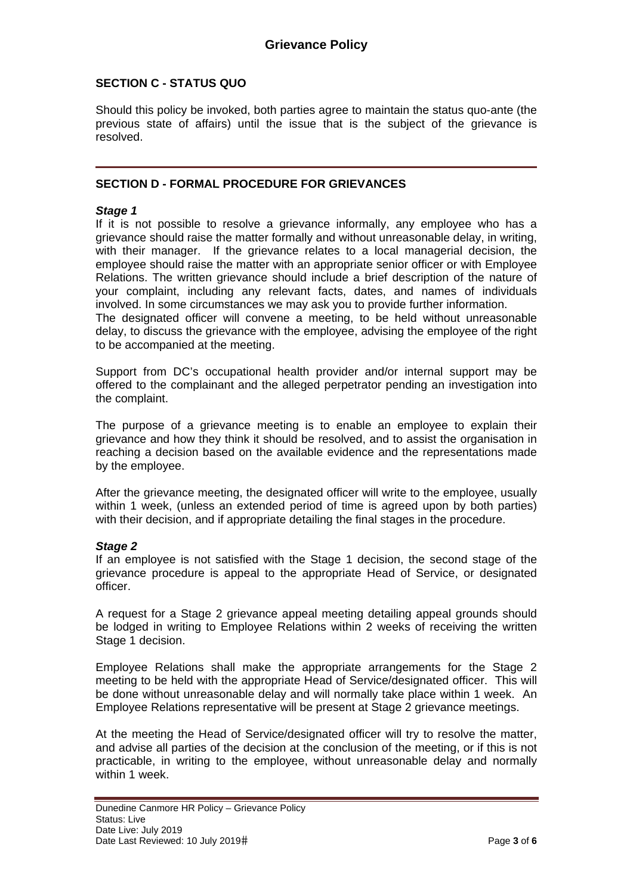## SECTION C - STATUS QUO

Should this policy be invoked, both parties agree to maintain the status quo-ante (the previous state of affairs) until the issue that is the subject of the grievance is resolved.

---

## SECTION D - FORMAL PROCEDURE FOR GRIEVANCES

### *Stage 1*

If it is not possible to resolve a grievance informally, any employee who has a grievance should raise the matter formally and without unreasonable delay, in writing, with their manager. If the grievance relates to a local managerial decision, the employee should raise the matter with an appropriate senior officer or with Employee Relations. The written grievance should include a brief description of the nature of your complaint, including any relevant facts, dates, and names of individuals involved. In some circumstances we may ask you to provide further information.

The designated officer will convene a meeting, to be held without unreasonable delay, to discuss the grievance with the employee, advising the employee of the right to be accompanied at the meeting.

Support from DC's occupational health provider and/or internal support may be offered to the complainant and the alleged perpetrator pending an investigation into the complaint.

The purpose of a grievance meeting is to enable an employee to explain their grievance and how they think it should be resolved, and to assist the organisation in reaching a decision based on the available evidence and the representations made by the employee.

After the grievance meeting, the designated officer will write to the employee, usually within 1 week, (unless an extended period of time is agreed upon by both parties) with their decision, and if appropriate detailing the final stages in the procedure.

### *Stage 2*

If an employee is not satisfied with the Stage 1 decision, the second stage of the grievance procedure is appeal to the appropriate Head of Service, or designated officer.

A request for a Stage 2 grievance appeal meeting detailing appeal grounds should be lodged in writing to Employee Relations within 2 weeks of receiving the written Stage 1 decision.

Employee Relations shall make the appropriate arrangements for the Stage 2 meeting to be held with the appropriate Head of Service/designated officer. This will be done without unreasonable delay and will normally take place within 1 week. An Employee Relations representative will be present at Stage 2 grievance meetings.

At the meeting the Head of Service/designated officer will try to resolve the matter, and advise all parties of the decision at the conclusion of the meeting, or if this is not practicable, in writing to the employee, without unreasonable delay and normally within 1 week.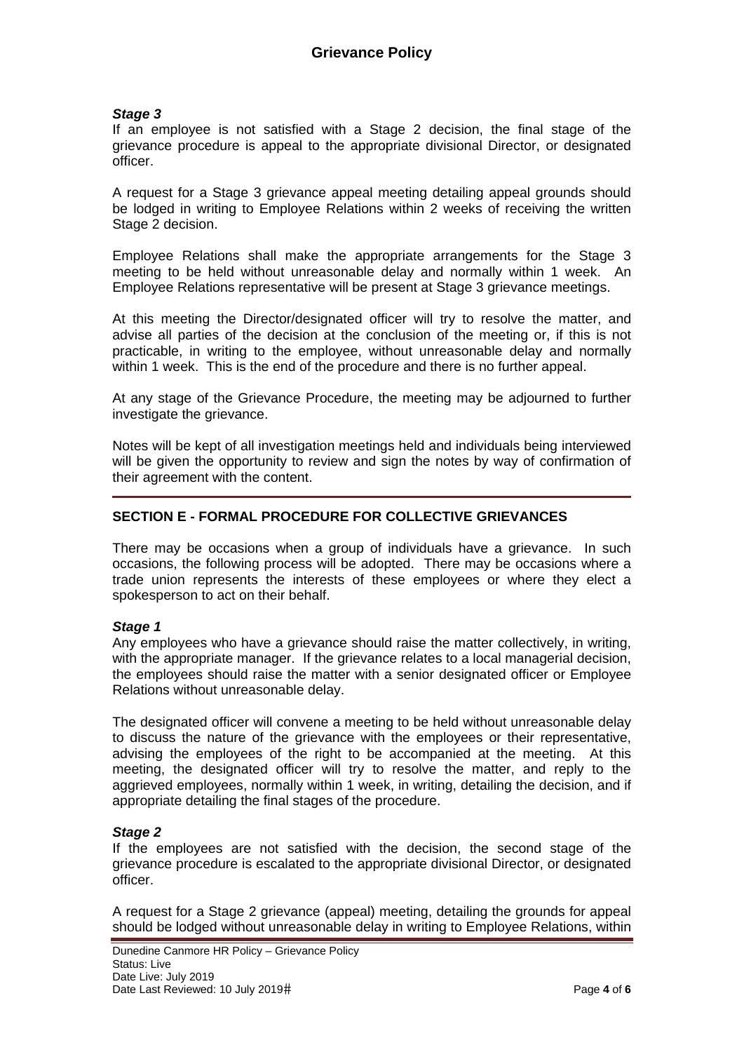***Stage 3***

If an employee is not satisfied with a Stage 2 decision, the final stage of the grievance procedure is appeal to the appropriate divisional Director, or designated officer.

A request for a Stage 3 grievance appeal meeting detailing appeal grounds should be lodged in writing to Employee Relations within 2 weeks of receiving the written Stage 2 decision.

Employee Relations shall make the appropriate arrangements for the Stage 3 meeting to be held without unreasonable delay and normally within 1 week. An Employee Relations representative will be present at Stage 3 grievance meetings.

At this meeting the Director/designated officer will try to resolve the matter, and advise all parties of the decision at the conclusion of the meeting or, if this is not practicable, in writing to the employee, without unreasonable delay and normally within 1 week. This is the end of the procedure and there is no further appeal.

At any stage of the Grievance Procedure, the meeting may be adjourned to further investigate the grievance.

Notes will be kept of all investigation meetings held and individuals being interviewed will be given the opportunity to review and sign the notes by way of confirmation of their agreement with the content.

---

## SECTION E - FORMAL PROCEDURE FOR COLLECTIVE GRIEVANCES

There may be occasions when a group of individuals have a grievance. In such occasions, the following process will be adopted. There may be occasions where a trade union represents the interests of these employees or where they elect a spokesperson to act on their behalf.

***Stage 1***

Any employees who have a grievance should raise the matter collectively, in writing, with the appropriate manager. If the grievance relates to a local managerial decision, the employees should raise the matter with a senior designated officer or Employee Relations without unreasonable delay.

The designated officer will convene a meeting to be held without unreasonable delay to discuss the nature of the grievance with the employees or their representative, advising the employees of the right to be accompanied at the meeting. At this meeting, the designated officer will try to resolve the matter, and reply to the aggrieved employees, normally within 1 week, in writing, detailing the decision, and if appropriate detailing the final stages of the procedure.

***Stage 2***

If the employees are not satisfied with the decision, the second stage of the grievance procedure is escalated to the appropriate divisional Director, or designated officer.

A request for a Stage 2 grievance (appeal) meeting, detailing the grounds for appeal should be lodged without unreasonable delay in writing to Employee Relations, within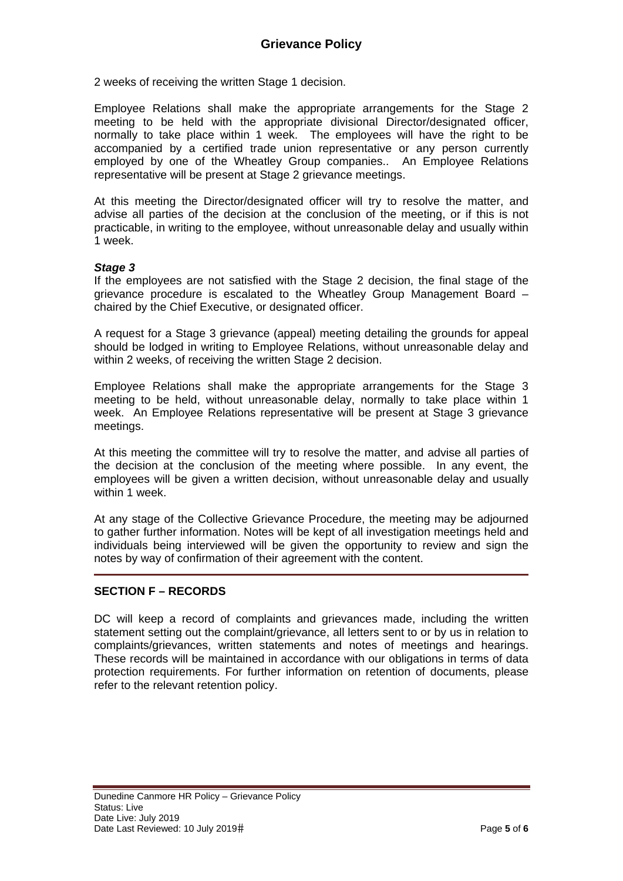2 weeks of receiving the written Stage 1 decision.

Employee Relations shall make the appropriate arrangements for the Stage 2 meeting to be held with the appropriate divisional Director/designated officer, normally to take place within 1 week. The employees will have the right to be accompanied by a certified trade union representative or any person currently employed by one of the Wheatley Group companies.. An Employee Relations representative will be present at Stage 2 grievance meetings.

At this meeting the Director/designated officer will try to resolve the matter, and advise all parties of the decision at the conclusion of the meeting, or if this is not practicable, in writing to the employee, without unreasonable delay and usually within 1 week.

***Stage 3***

If the employees are not satisfied with the Stage 2 decision, the final stage of the grievance procedure is escalated to the Wheatley Group Management Board – chaired by the Chief Executive, or designated officer.

A request for a Stage 3 grievance (appeal) meeting detailing the grounds for appeal should be lodged in writing to Employee Relations, without unreasonable delay and within 2 weeks, of receiving the written Stage 2 decision.

Employee Relations shall make the appropriate arrangements for the Stage 3 meeting to be held, without unreasonable delay, normally to take place within 1 week. An Employee Relations representative will be present at Stage 3 grievance meetings.

At this meeting the committee will try to resolve the matter, and advise all parties of the decision at the conclusion of the meeting where possible. In any event, the employees will be given a written decision, without unreasonable delay and usually within 1 week.

At any stage of the Collective Grievance Procedure, the meeting may be adjourned to gather further information. Notes will be kept of all investigation meetings held and individuals being interviewed will be given the opportunity to review and sign the notes by way of confirmation of their agreement with the content.

## SECTION F – RECORDS

DC will keep a record of complaints and grievances made, including the written statement setting out the complaint/grievance, all letters sent to or by us in relation to complaints/grievances, written statements and notes of meetings and hearings. These records will be maintained in accordance with our obligations in terms of data protection requirements. For further information on retention of documents, please refer to the relevant retention policy.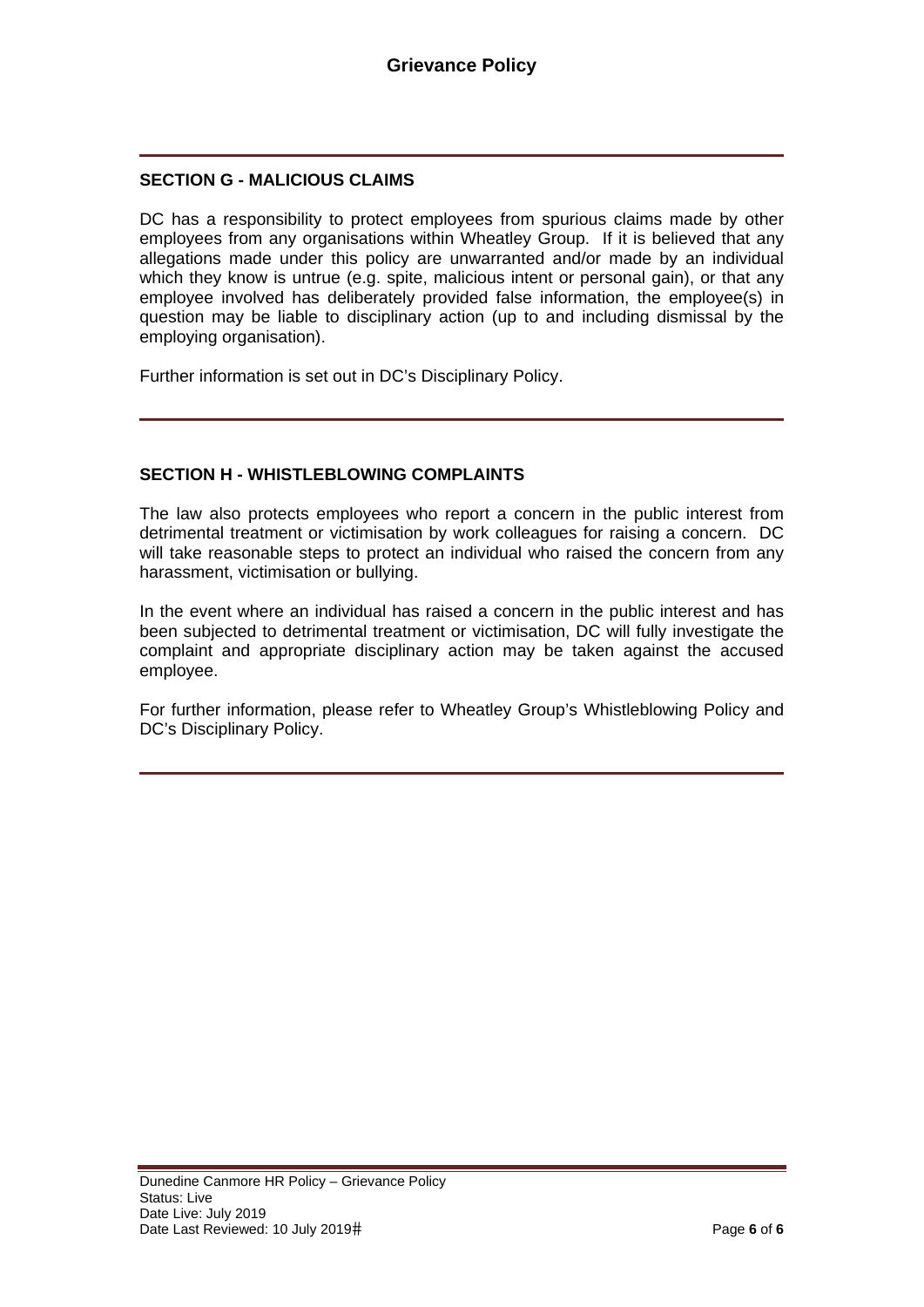## SECTION G - MALICIOUS CLAIMS

DC has a responsibility to protect employees from spurious claims made by other employees from any organisations within Wheatley Group. If it is believed that any allegations made under this policy are unwarranted and/or made by an individual which they know is untrue (e.g. spite, malicious intent or personal gain), or that any employee involved has deliberately provided false information, the employee(s) in question may be liable to disciplinary action (up to and including dismissal by the employing organisation).

Further information is set out in DC's Disciplinary Policy.

## SECTION H - WHISTLEBLOWING COMPLAINTS

The law also protects employees who report a concern in the public interest from detrimental treatment or victimisation by work colleagues for raising a concern. DC will take reasonable steps to protect an individual who raised the concern from any harassment, victimisation or bullying.

In the event where an individual has raised a concern in the public interest and has been subjected to detrimental treatment or victimisation, DC will fully investigate the complaint and appropriate disciplinary action may be taken against the accused employee.

For further information, please refer to Wheatley Group's Whistleblowing Policy and DC's Disciplinary Policy.